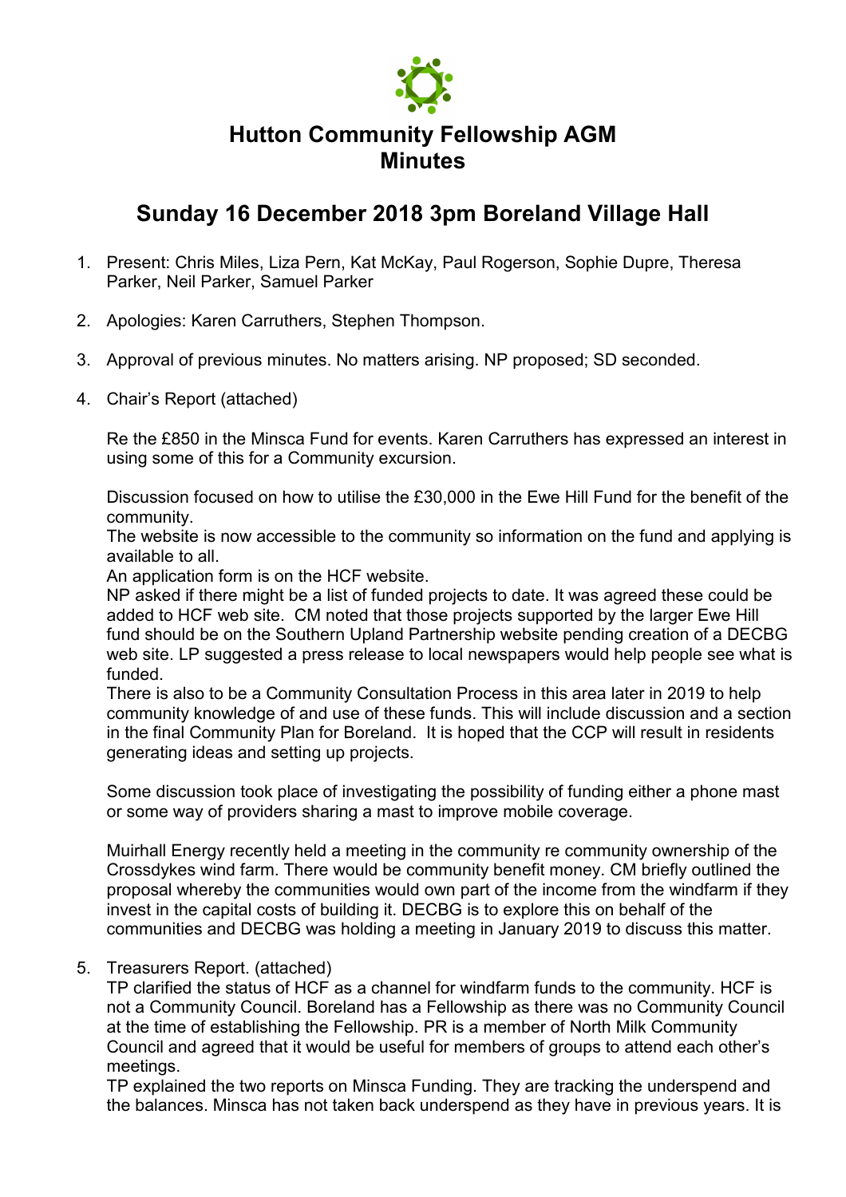# Hutton Community Fellowship AGM
# Minutes

## Sunday 16 December 2018 3pm Boreland Village Hall

1. Present: Chris Miles, Liza Pern, Kat McKay, Paul Rogerson, Sophie Dupre, Theresa Parker, Neil Parker, Samuel Parker

2. Apologies: Karen Carruthers, Stephen Thompson.

3. Approval of previous minutes. No matters arising. NP proposed; SD seconded.

4. Chair's Report (attached)

   Re the £850 in the Minsca Fund for events. Karen Carruthers has expressed an interest in using some of this for a Community excursion.

   Discussion focused on how to utilise the £30,000 in the Ewe Hill Fund for the benefit of the community.
   The website is now accessible to the community so information on the fund and applying is available to all.
   An application form is on the HCF website.
   NP asked if there might be a list of funded projects to date. It was agreed these could be added to HCF web site. CM noted that those projects supported by the larger Ewe Hill fund should be on the Southern Upland Partnership website pending creation of a DECBG web site. LP suggested a press release to local newspapers would help people see what is funded.
   There is also to be a Community Consultation Process in this area later in 2019 to help community knowledge of and use of these funds. This will include discussion and a section in the final Community Plan for Boreland. It is hoped that the CCP will result in residents generating ideas and setting up projects.

   Some discussion took place of investigating the possibility of funding either a phone mast or some way of providers sharing a mast to improve mobile coverage.

   Muirhall Energy recently held a meeting in the community re community ownership of the Crossdykes wind farm. There would be community benefit money. CM briefly outlined the proposal whereby the communities would own part of the income from the windfarm if they invest in the capital costs of building it. DECBG is to explore this on behalf of the communities and DECBG was holding a meeting in January 2019 to discuss this matter.

5. Treasurers Report. (attached)
   TP clarified the status of HCF as a channel for windfarm funds to the community. HCF is not a Community Council. Boreland has a Fellowship as there was no Community Council at the time of establishing the Fellowship. PR is a member of North Milk Community Council and agreed that it would be useful for members of groups to attend each other's meetings.
   TP explained the two reports on Minsca Funding. They are tracking the underspend and the balances. Minsca has not taken back underspend as they have in previous years. It is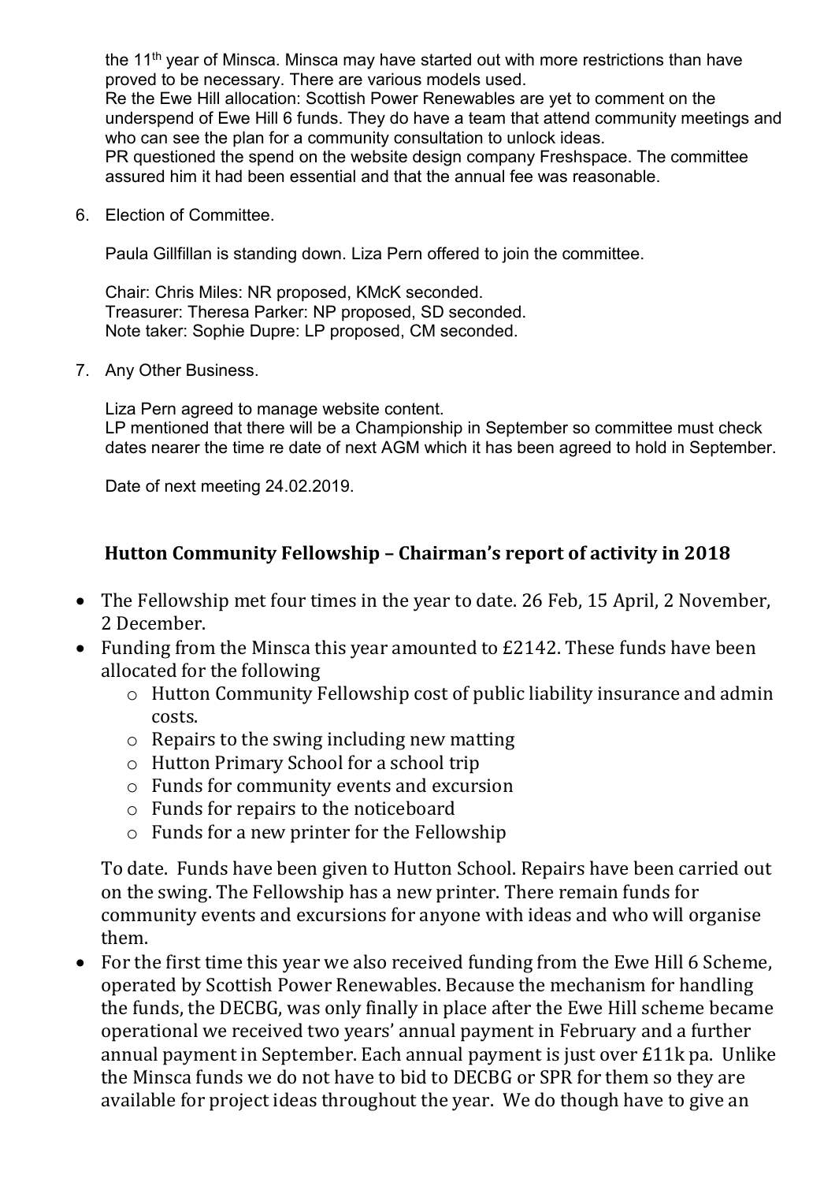the 11th year of Minsca. Minsca may have started out with more restrictions than have proved to be necessary. There are various models used.
Re the Ewe Hill allocation: Scottish Power Renewables are yet to comment on the underspend of Ewe Hill 6 funds. They do have a team that attend community meetings and who can see the plan for a community consultation to unlock ideas.
PR questioned the spend on the website design company Freshspace. The committee assured him it had been essential and that the annual fee was reasonable.

6. Election of Committee.

   Paula Gillfillan is standing down. Liza Pern offered to join the committee.

   Chair: Chris Miles: NR proposed, KMcK seconded.
   Treasurer: Theresa Parker: NP proposed, SD seconded.
   Note taker: Sophie Dupre: LP proposed, CM seconded.

7. Any Other Business.

   Liza Pern agreed to manage website content.
   LP mentioned that there will be a Championship in September so committee must check dates nearer the time re date of next AGM which it has been agreed to hold in September.

   Date of next meeting 24.02.2019.

## Hutton Community Fellowship – Chairman's report of activity in 2018

- The Fellowship met four times in the year to date. 26 Feb, 15 April, 2 November, 2 December.
- Funding from the Minsca this year amounted to £2142. These funds have been allocated for the following
  - Hutton Community Fellowship cost of public liability insurance and admin costs.
  - Repairs to the swing including new matting
  - Hutton Primary School for a school trip
  - Funds for community events and excursion
  - Funds for repairs to the noticeboard
  - Funds for a new printer for the Fellowship

  To date. Funds have been given to Hutton School. Repairs have been carried out on the swing. The Fellowship has a new printer. There remain funds for community events and excursions for anyone with ideas and who will organise them.
- For the first time this year we also received funding from the Ewe Hill 6 Scheme, operated by Scottish Power Renewables. Because the mechanism for handling the funds, the DECBG, was only finally in place after the Ewe Hill scheme became operational we received two years' annual payment in February and a further annual payment in September. Each annual payment is just over £11k pa. Unlike the Minsca funds we do not have to bid to DECBG or SPR for them so they are available for project ideas throughout the year. We do though have to give an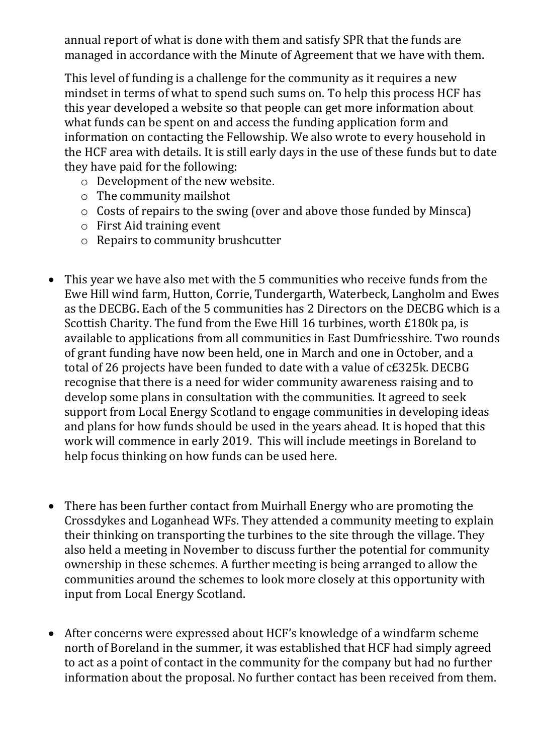annual report of what is done with them and satisfy SPR that the funds are managed in accordance with the Minute of Agreement that we have with them.

This level of funding is a challenge for the community as it requires a new mindset in terms of what to spend such sums on. To help this process HCF has this year developed a website so that people can get more information about what funds can be spent on and access the funding application form and information on contacting the Fellowship. We also wrote to every household in the HCF area with details. It is still early days in the use of these funds but to date they have paid for the following:

- Development of the new website.
- The community mailshot
- Costs of repairs to the swing (over and above those funded by Minsca)
- First Aid training event
- Repairs to community brushcutter

- This year we have also met with the 5 communities who receive funds from the Ewe Hill wind farm, Hutton, Corrie, Tundergarth, Waterbeck, Langholm and Ewes as the DECBG. Each of the 5 communities has 2 Directors on the DECBG which is a Scottish Charity. The fund from the Ewe Hill 16 turbines, worth £180k pa, is available to applications from all communities in East Dumfriesshire. Two rounds of grant funding have now been held, one in March and one in October, and a total of 26 projects have been funded to date with a value of c£325k. DECBG recognise that there is a need for wider community awareness raising and to develop some plans in consultation with the communities. It agreed to seek support from Local Energy Scotland to engage communities in developing ideas and plans for how funds should be used in the years ahead. It is hoped that this work will commence in early 2019. This will include meetings in Boreland to help focus thinking on how funds can be used here.

- There has been further contact from Muirhall Energy who are promoting the Crossdykes and Loganhead WFs. They attended a community meeting to explain their thinking on transporting the turbines to the site through the village. They also held a meeting in November to discuss further the potential for community ownership in these schemes. A further meeting is being arranged to allow the communities around the schemes to look more closely at this opportunity with input from Local Energy Scotland.

- After concerns were expressed about HCF's knowledge of a windfarm scheme north of Boreland in the summer, it was established that HCF had simply agreed to act as a point of contact in the community for the company but had no further information about the proposal. No further contact has been received from them.